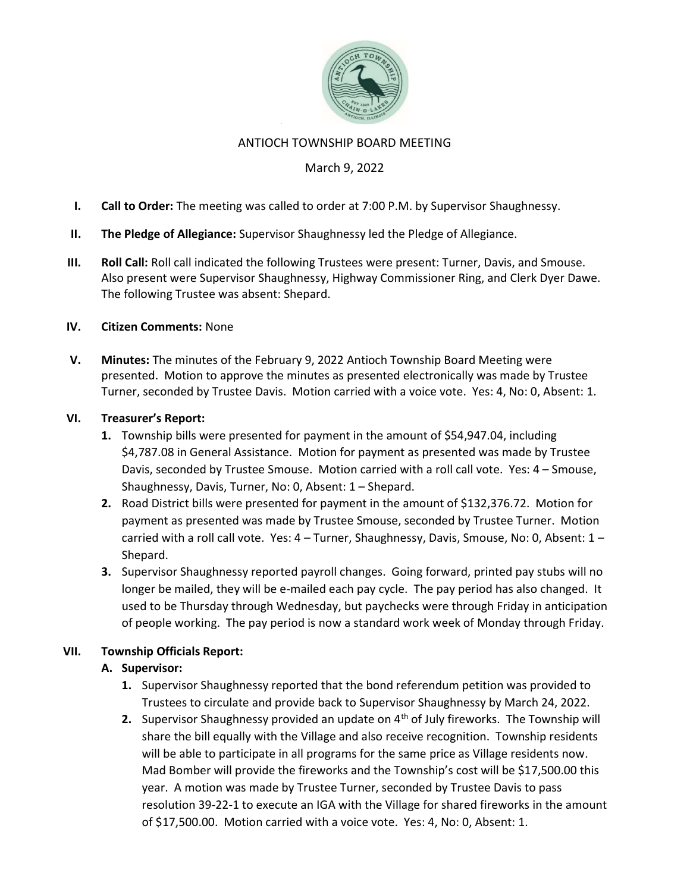# ANTIOCH TOWNSHIP BOARD MEETING

March 9, 2022

**I. Call to Order:** The meeting was called to order at 7:00 P.M. by Supervisor Shaughnessy.

**II. The Pledge of Allegiance:** Supervisor Shaughnessy led the Pledge of Allegiance.

**III. Roll Call:** Roll call indicated the following Trustees were present: Turner, Davis, and Smouse. Also present were Supervisor Shaughnessy, Highway Commissioner Ring, and Clerk Dyer Dawe. The following Trustee was absent: Shepard.

**IV. Citizen Comments:** None

**V. Minutes:** The minutes of the February 9, 2022 Antioch Township Board Meeting were presented. Motion to approve the minutes as presented electronically was made by Trustee Turner, seconded by Trustee Davis. Motion carried with a voice vote. Yes: 4, No: 0, Absent: 1.

**VI. Treasurer's Report:**

1. Township bills were presented for payment in the amount of $54,947.04, including $4,787.08 in General Assistance. Motion for payment as presented was made by Trustee Davis, seconded by Trustee Smouse. Motion carried with a roll call vote. Yes: 4 – Smouse, Shaughnessy, Davis, Turner, No: 0, Absent: 1 – Shepard.
2. Road District bills were presented for payment in the amount of $132,376.72. Motion for payment as presented was made by Trustee Smouse, seconded by Trustee Turner. Motion carried with a roll call vote. Yes: 4 – Turner, Shaughnessy, Davis, Smouse, No: 0, Absent: 1 – Shepard.
3. Supervisor Shaughnessy reported payroll changes. Going forward, printed pay stubs will no longer be mailed, they will be e-mailed each pay cycle. The pay period has also changed. It used to be Thursday through Wednesday, but paychecks were through Friday in anticipation of people working. The pay period is now a standard work week of Monday through Friday.

**VII. Township Officials Report:**

**A. Supervisor:**

1. Supervisor Shaughnessy reported that the bond referendum petition was provided to Trustees to circulate and provide back to Supervisor Shaughnessy by March 24, 2022.
2. Supervisor Shaughnessy provided an update on 4th of July fireworks. The Township will share the bill equally with the Village and also receive recognition. Township residents will be able to participate in all programs for the same price as Village residents now. Mad Bomber will provide the fireworks and the Township's cost will be $17,500.00 this year. A motion was made by Trustee Turner, seconded by Trustee Davis to pass resolution 39-22-1 to execute an IGA with the Village for shared fireworks in the amount of $17,500.00. Motion carried with a voice vote. Yes: 4, No: 0, Absent: 1.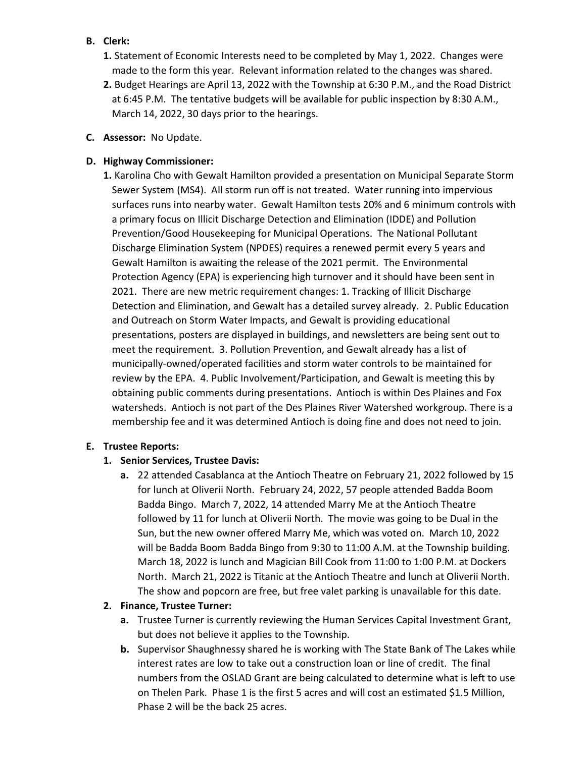**B. Clerk:**

1. Statement of Economic Interests need to be completed by May 1, 2022. Changes were made to the form this year. Relevant information related to the changes was shared.
2. Budget Hearings are April 13, 2022 with the Township at 6:30 P.M., and the Road District at 6:45 P.M. The tentative budgets will be available for public inspection by 8:30 A.M., March 14, 2022, 30 days prior to the hearings.

**C. Assessor:** No Update.

**D. Highway Commissioner:**

1. Karolina Cho with Gewalt Hamilton provided a presentation on Municipal Separate Storm Sewer System (MS4). All storm run off is not treated. Water running into impervious surfaces runs into nearby water. Gewalt Hamilton tests 20% and 6 minimum controls with a primary focus on Illicit Discharge Detection and Elimination (IDDE) and Pollution Prevention/Good Housekeeping for Municipal Operations. The National Pollutant Discharge Elimination System (NPDES) requires a renewed permit every 5 years and Gewalt Hamilton is awaiting the release of the 2021 permit. The Environmental Protection Agency (EPA) is experiencing high turnover and it should have been sent in 2021. There are new metric requirement changes: 1. Tracking of Illicit Discharge Detection and Elimination, and Gewalt has a detailed survey already. 2. Public Education and Outreach on Storm Water Impacts, and Gewalt is providing educational presentations, posters are displayed in buildings, and newsletters are being sent out to meet the requirement. 3. Pollution Prevention, and Gewalt already has a list of municipally-owned/operated facilities and storm water controls to be maintained for review by the EPA. 4. Public Involvement/Participation, and Gewalt is meeting this by obtaining public comments during presentations. Antioch is within Des Plaines and Fox watersheds. Antioch is not part of the Des Plaines River Watershed workgroup. There is a membership fee and it was determined Antioch is doing fine and does not need to join.

**E. Trustee Reports:**

1. **Senior Services, Trustee Davis:**
   a. 22 attended Casablanca at the Antioch Theatre on February 21, 2022 followed by 15 for lunch at Oliverii North. February 24, 2022, 57 people attended Badda Boom Badda Bingo. March 7, 2022, 14 attended Marry Me at the Antioch Theatre followed by 11 for lunch at Oliverii North. The movie was going to be Dual in the Sun, but the new owner offered Marry Me, which was voted on. March 10, 2022 will be Badda Boom Badda Bingo from 9:30 to 11:00 A.M. at the Township building. March 18, 2022 is lunch and Magician Bill Cook from 11:00 to 1:00 P.M. at Dockers North. March 21, 2022 is Titanic at the Antioch Theatre and lunch at Oliverii North. The show and popcorn are free, but free valet parking is unavailable for this date.
2. **Finance, Trustee Turner:**
   a. Trustee Turner is currently reviewing the Human Services Capital Investment Grant, but does not believe it applies to the Township.
   b. Supervisor Shaughnessy shared he is working with The State Bank of The Lakes while interest rates are low to take out a construction loan or line of credit. The final numbers from the OSLAD Grant are being calculated to determine what is left to use on Thelen Park. Phase 1 is the first 5 acres and will cost an estimated $1.5 Million, Phase 2 will be the back 25 acres.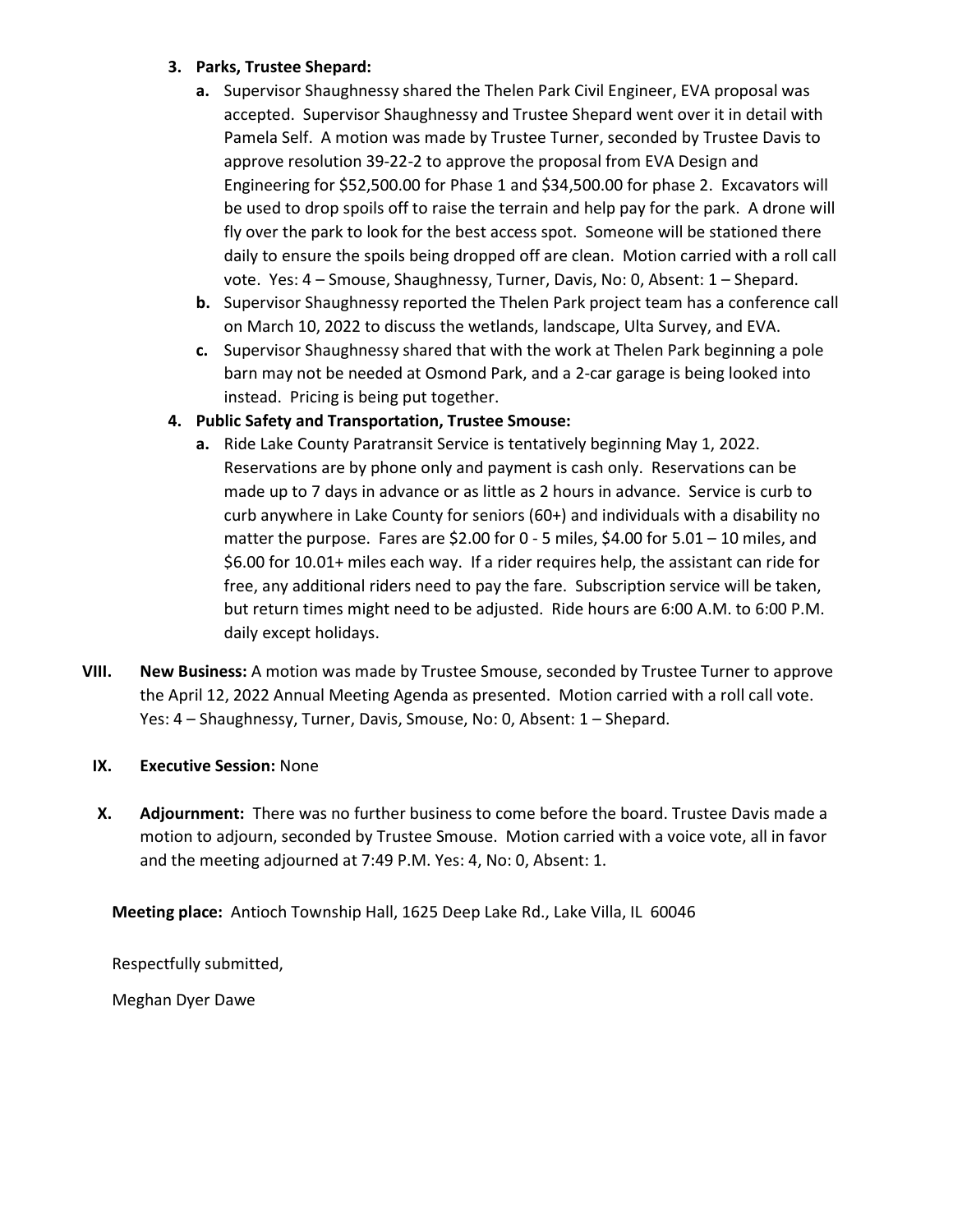3. **Parks, Trustee Shepard:**
   a. Supervisor Shaughnessy shared the Thelen Park Civil Engineer, EVA proposal was accepted. Supervisor Shaughnessy and Trustee Shepard went over it in detail with Pamela Self. A motion was made by Trustee Turner, seconded by Trustee Davis to approve resolution 39-22-2 to approve the proposal from EVA Design and Engineering for $52,500.00 for Phase 1 and $34,500.00 for phase 2. Excavators will be used to drop spoils off to raise the terrain and help pay for the park. A drone will fly over the park to look for the best access spot. Someone will be stationed there daily to ensure the spoils being dropped off are clean. Motion carried with a roll call vote. Yes: 4 – Smouse, Shaughnessy, Turner, Davis, No: 0, Absent: 1 – Shepard.
   b. Supervisor Shaughnessy reported the Thelen Park project team has a conference call on March 10, 2022 to discuss the wetlands, landscape, Ulta Survey, and EVA.
   c. Supervisor Shaughnessy shared that with the work at Thelen Park beginning a pole barn may not be needed at Osmond Park, and a 2-car garage is being looked into instead. Pricing is being put together.
4. **Public Safety and Transportation, Trustee Smouse:**
   a. Ride Lake County Paratransit Service is tentatively beginning May 1, 2022. Reservations are by phone only and payment is cash only. Reservations can be made up to 7 days in advance or as little as 2 hours in advance. Service is curb to curb anywhere in Lake County for seniors (60+) and individuals with a disability no matter the purpose. Fares are $2.00 for 0 - 5 miles, $4.00 for 5.01 – 10 miles, and $6.00 for 10.01+ miles each way. If a rider requires help, the assistant can ride for free, any additional riders need to pay the fare. Subscription service will be taken, but return times might need to be adjusted. Ride hours are 6:00 A.M. to 6:00 P.M. daily except holidays.

**VIII. New Business:** A motion was made by Trustee Smouse, seconded by Trustee Turner to approve the April 12, 2022 Annual Meeting Agenda as presented. Motion carried with a roll call vote. Yes: 4 – Shaughnessy, Turner, Davis, Smouse, No: 0, Absent: 1 – Shepard.

**IX. Executive Session:** None

**X. Adjournment:** There was no further business to come before the board. Trustee Davis made a motion to adjourn, seconded by Trustee Smouse. Motion carried with a voice vote, all in favor and the meeting adjourned at 7:49 P.M. Yes: 4, No: 0, Absent: 1.

**Meeting place:** Antioch Township Hall, 1625 Deep Lake Rd., Lake Villa, IL 60046

Respectfully submitted,

Meghan Dyer Dawe